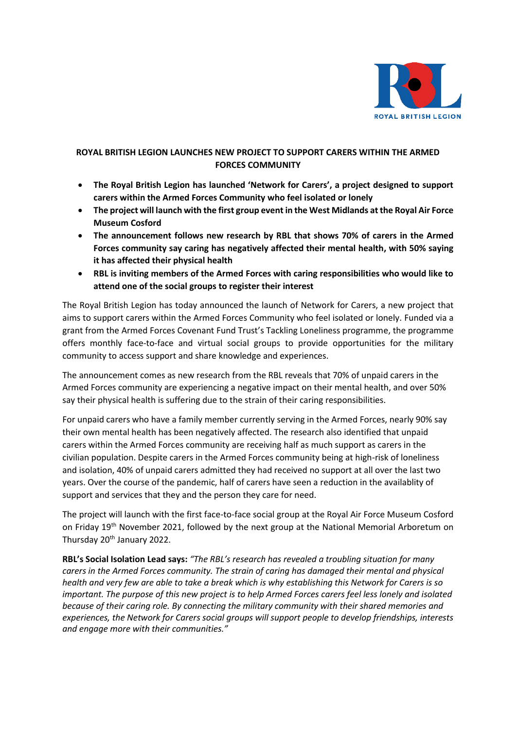# ROYAL BRITISH LEGION LAUNCHES NEW PROJECT TO SUPPORT CARERS WITHIN THE ARMED FORCES COMMUNITY

- **The Royal British Legion has launched 'Network for Carers', a project designed to support carers within the Armed Forces Community who feel isolated or lonely**
- **The project will launch with the first group event in the West Midlands at the Royal Air Force Museum Cosford**
- **The announcement follows new research by RBL that shows 70% of carers in the Armed Forces community say caring has negatively affected their mental health, with 50% saying it has affected their physical health**
- **RBL is inviting members of the Armed Forces with caring responsibilities who would like to attend one of the social groups to register their interest**

The Royal British Legion has today announced the launch of Network for Carers, a new project that aims to support carers within the Armed Forces Community who feel isolated or lonely. Funded via a grant from the Armed Forces Covenant Fund Trust's Tackling Loneliness programme, the programme offers monthly face-to-face and virtual social groups to provide opportunities for the military community to access support and share knowledge and experiences.

The announcement comes as new research from the RBL reveals that 70% of unpaid carers in the Armed Forces community are experiencing a negative impact on their mental health, and over 50% say their physical health is suffering due to the strain of their caring responsibilities.

For unpaid carers who have a family member currently serving in the Armed Forces, nearly 90% say their own mental health has been negatively affected. The research also identified that unpaid carers within the Armed Forces community are receiving half as much support as carers in the civilian population. Despite carers in the Armed Forces community being at high-risk of loneliness and isolation, 40% of unpaid carers admitted they had received no support at all over the last two years. Over the course of the pandemic, half of carers have seen a reduction in the availablity of support and services that they and the person they care for need.

The project will launch with the first face-to-face social group at the Royal Air Force Museum Cosford on Friday 19th November 2021, followed by the next group at the National Memorial Arboretum on Thursday 20th January 2022.

**RBL's Social Isolation Lead says:** *"The RBL's research has revealed a troubling situation for many carers in the Armed Forces community. The strain of caring has damaged their mental and physical health and very few are able to take a break which is why establishing this Network for Carers is so important. The purpose of this new project is to help Armed Forces carers feel less lonely and isolated because of their caring role. By connecting the military community with their shared memories and experiences, the Network for Carers social groups will support people to develop friendships, interests and engage more with their communities."*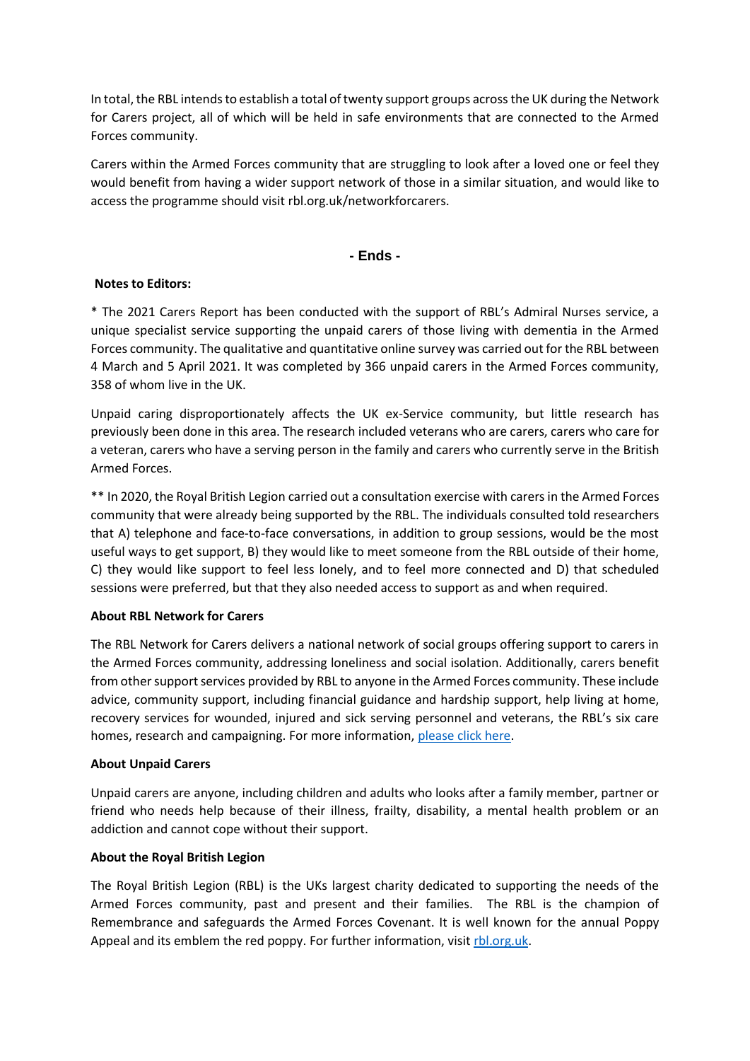In total, the RBL intends to establish a total of twenty support groups across the UK during the Network for Carers project, all of which will be held in safe environments that are connected to the Armed Forces community.

Carers within the Armed Forces community that are struggling to look after a loved one or feel they would benefit from having a wider support network of those in a similar situation, and would like to access the programme should visit rbl.org.uk/networkforcarers.

**- Ends -**

**Notes to Editors:**

* The 2021 Carers Report has been conducted with the support of RBL's Admiral Nurses service, a unique specialist service supporting the unpaid carers of those living with dementia in the Armed Forces community. The qualitative and quantitative online survey was carried out for the RBL between 4 March and 5 April 2021. It was completed by 366 unpaid carers in the Armed Forces community, 358 of whom live in the UK.

Unpaid caring disproportionately affects the UK ex-Service community, but little research has previously been done in this area. The research included veterans who are carers, carers who care for a veteran, carers who have a serving person in the family and carers who currently serve in the British Armed Forces.

** In 2020, the Royal British Legion carried out a consultation exercise with carers in the Armed Forces community that were already being supported by the RBL. The individuals consulted told researchers that A) telephone and face-to-face conversations, in addition to group sessions, would be the most useful ways to get support, B) they would like to meet someone from the RBL outside of their home, C) they would like support to feel less lonely, and to feel more connected and D) that scheduled sessions were preferred, but that they also needed access to support as and when required.

**About RBL Network for Carers**

The RBL Network for Carers delivers a national network of social groups offering support to carers in the Armed Forces community, addressing loneliness and social isolation. Additionally, carers benefit from other support services provided by RBL to anyone in the Armed Forces community. These include advice, community support, including financial guidance and hardship support, help living at home, recovery services for wounded, injured and sick serving personnel and veterans, the RBL's six care homes, research and campaigning. For more information, please click here.

**About Unpaid Carers**

Unpaid carers are anyone, including children and adults who looks after a family member, partner or friend who needs help because of their illness, frailty, disability, a mental health problem or an addiction and cannot cope without their support.

**About the Royal British Legion**

The Royal British Legion (RBL) is the UKs largest charity dedicated to supporting the needs of the Armed Forces community, past and present and their families. The RBL is the champion of Remembrance and safeguards the Armed Forces Covenant. It is well known for the annual Poppy Appeal and its emblem the red poppy. For further information, visit rbl.org.uk.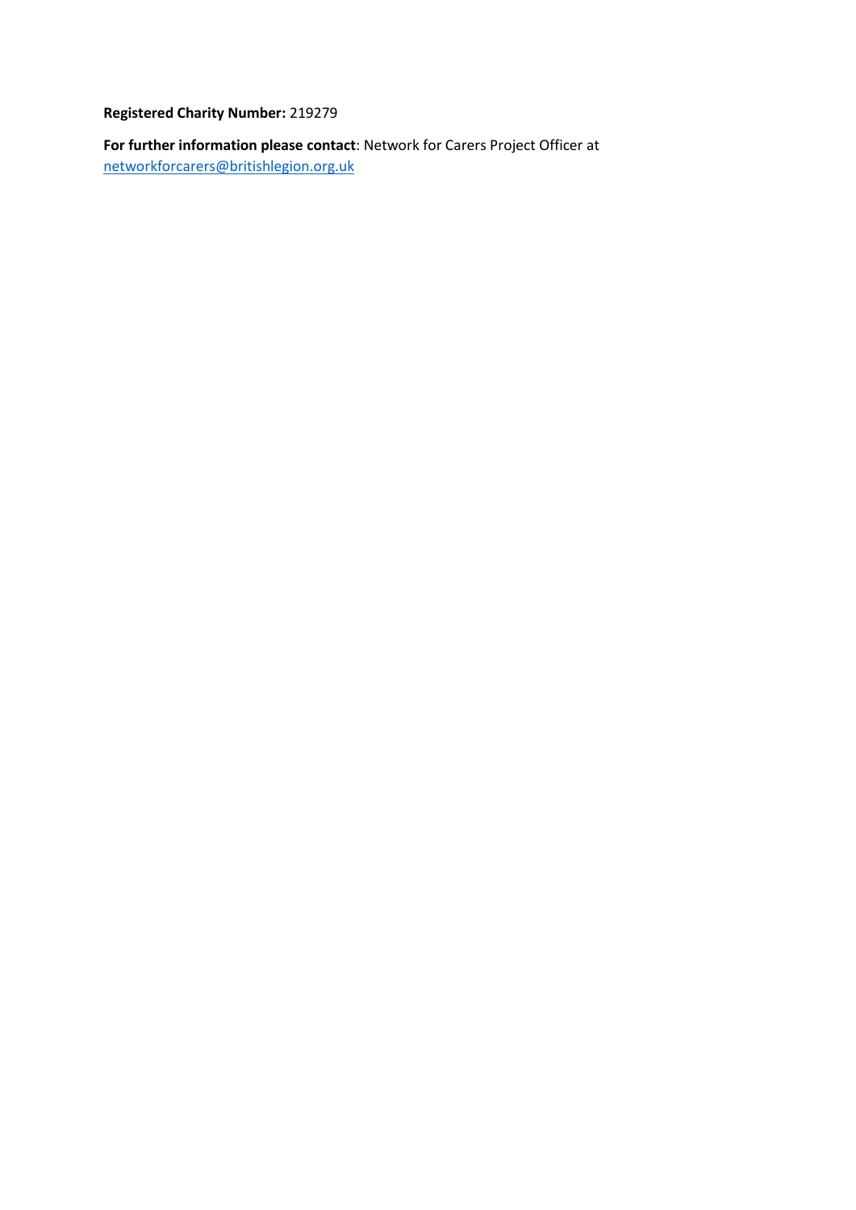**Registered Charity Number:** 219279

**For further information please contact**: Network for Carers Project Officer at networkforcarers@britishlegion.org.uk